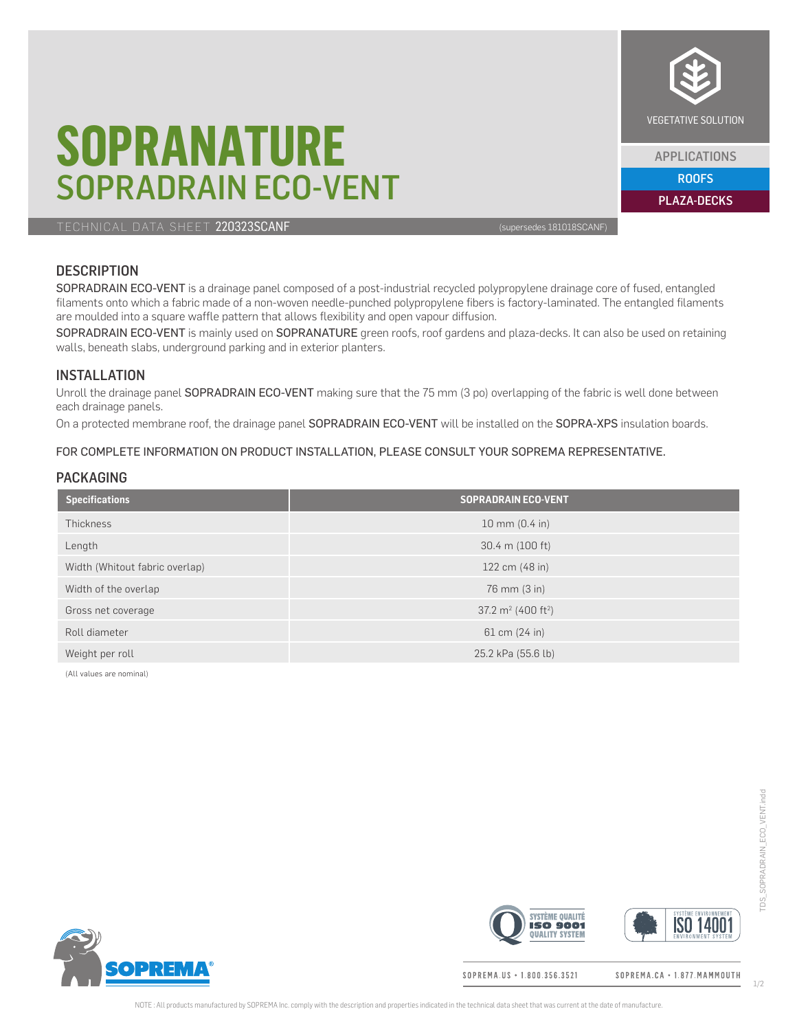# SOPRANATURE

## SOPRADRAIN ECO-VENT

VEGETATIVE SOLUTION

APPLICATIONS

ROOFS

PLAZA-DECKS

TECHNICAL DATA SHEET 220323SCANF (supersedes 181018SCANF)

## DESCRIPTION

SOPRADRAIN ECO-VENT is a drainage panel composed of a post-industrial recycled polypropylene drainage core of fused, entangled filaments onto which a fabric made of a non-woven needle-punched polypropylene fibers is factory-laminated. The entangled filaments are moulded into a square waffle pattern that allows flexibility and open vapour diffusion.

SOPRADRAIN ECO-VENT is mainly used on SOPRANATURE green roofs, roof gardens and plaza-decks. It can also be used on retaining walls, beneath slabs, underground parking and in exterior planters.

## INSTALLATION

Unroll the drainage panel SOPRADRAIN ECO-VENT making sure that the 75 mm (3 po) overlapping of the fabric is well done between each drainage panels.

On a protected membrane roof, the drainage panel SOPRADRAIN ECO-VENT will be installed on the SOPRA-XPS insulation boards.

FOR COMPLETE INFORMATION ON PRODUCT INSTALLATION, PLEASE CONSULT YOUR SOPREMA REPRESENTATIVE.

## PACKAGING

| Specifications | SOPRADRAIN ECO-VENT |
|---|---|
| Thickness | 10 mm (0.4 in) |
| Length | 30.4 m (100 ft) |
| Width (Whitout fabric overlap) | 122 cm (48 in) |
| Width of the overlap | 76 mm (3 in) |
| Gross net coverage | 37.2 m$^2$ (400 ft$^2$) |
| Roll diameter | 61 cm (24 in) |
| Weight per roll | 25.2 kPa (55.6 lb) |

(All values are nominal)

SOPREMA.US • 1.800.356.3521 SOPREMA.CA • 1.877.MAMMOUTH

NOTE : All products manufactured by SOPREMA Inc. comply with the description and properties indicated in the technical data sheet that was current at the date of manufacture.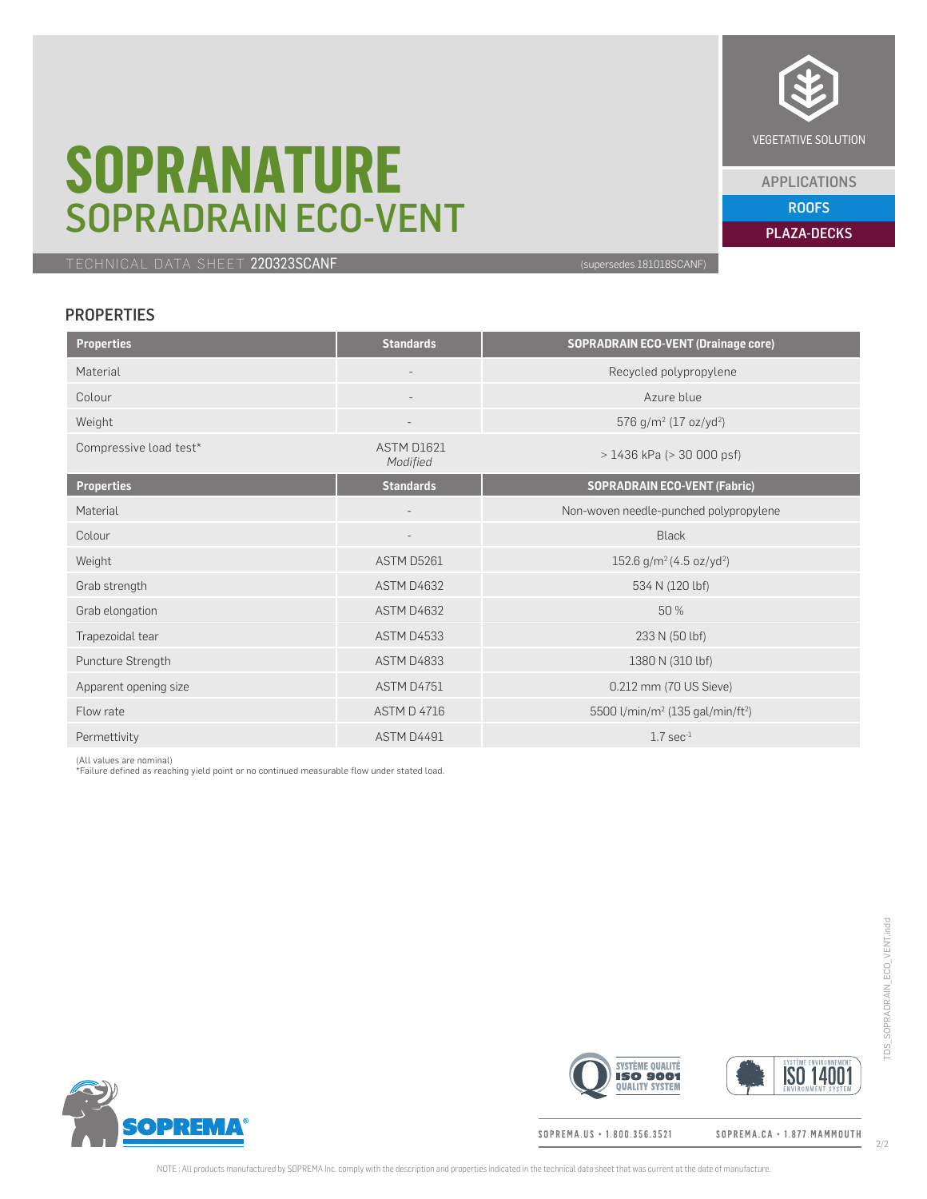# SOPRANATURE
## SOPRADRAIN ECO-VENT

VEGETATIVE SOLUTION

APPLICATIONS

ROOFS

PLAZA-DECKS

TECHNICAL DATA SHEET **220323SCANF** (supersedes 181018SCANF)

### PROPERTIES

| Properties | Standards | SOPRADRAIN ECO-VENT (Drainage core) |
|---|---|---|
| Material | - | Recycled polypropylene |
| Colour | - | Azure blue |
| Weight | - | 576 g/m² (17 oz/yd²) |
| Compressive load test* | ASTM D1621 *Modified* | > 1436 kPa (> 30 000 psf) |
| **Properties** | **Standards** | **SOPRADRAIN ECO-VENT (Fabric)** |
| Material | - | Non-woven needle-punched polypropylene |
| Colour | - | Black |
| Weight | ASTM D5261 | 152.6 g/m² (4.5 oz/yd²) |
| Grab strength | ASTM D4632 | 534 N (120 lbf) |
| Grab elongation | ASTM D4632 | 50 % |
| Trapezoidal tear | ASTM D4533 | 233 N (50 lbf) |
| Puncture Strength | ASTM D4833 | 1380 N (310 lbf) |
| Apparent opening size | ASTM D4751 | 0.212 mm (70 US Sieve) |
| Flow rate | ASTM D 4716 | 5500 l/min/m² (135 gal/min/ft²) |
| Permettivity | ASTM D4491 | 1.7 sec$^{-1}$ |

(All values are nominal)
*Failure defined as reaching yield point or no continued measurable flow under stated load.

SOPREMA.US • 1.800.356.3521 SOPREMA.CA • 1.877.MAMMOUTH

NOTE : All products manufactured by SOPREMA Inc. comply with the description and properties indicated in the technical data sheet that was current at the date of manufacture.